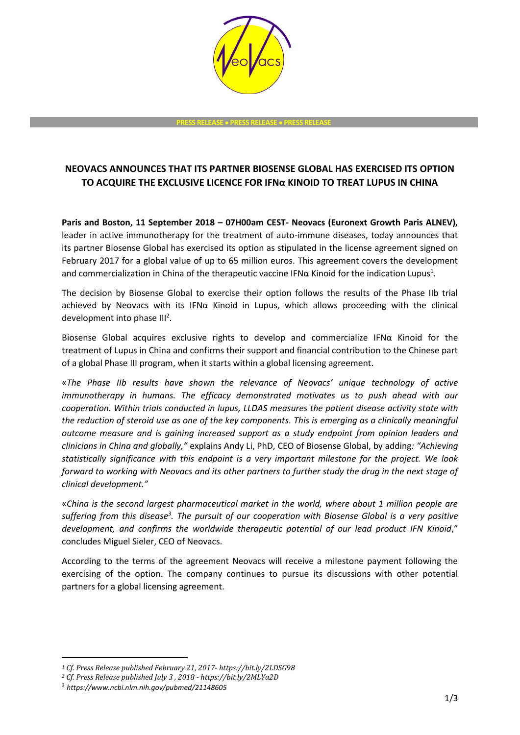PRESS RELEASE • PRESS RELEASE • PRESS RELEASE

# NEOVACS ANNOUNCES THAT ITS PARTNER BIOSENSE GLOBAL HAS EXERCISED ITS OPTION TO ACQUIRE THE EXCLUSIVE LICENCE FOR IFNα KINOID TO TREAT LUPUS IN CHINA

**Paris and Boston, 11 September 2018 – 07H00am CEST- Neovacs (Euronext Growth Paris ALNEV),** leader in active immunotherapy for the treatment of auto-immune diseases, today announces that its partner Biosense Global has exercised its option as stipulated in the license agreement signed on February 2017 for a global value of up to 65 million euros. This agreement covers the development and commercialization in China of the therapeutic vaccine IFNα Kinoid for the indication Lupus[1].

The decision by Biosense Global to exercise their option follows the results of the Phase IIb trial achieved by Neovacs with its IFNα Kinoid in Lupus, which allows proceeding with the clinical development into phase III[2].

Biosense Global acquires exclusive rights to develop and commercialize IFNα Kinoid for the treatment of Lupus in China and confirms their support and financial contribution to the Chinese part of a global Phase III program, when it starts within a global licensing agreement.

«*The Phase IIb results have shown the relevance of Neovacs' unique technology of active immunotherapy in humans. The efficacy demonstrated motivates us to push ahead with our cooperation. Within trials conducted in lupus, LLDAS measures the patient disease activity state with the reduction of steroid use as one of the key components. This is emerging as a clinically meaningful outcome measure and is gaining increased support as a study endpoint from opinion leaders and clinicians in China and globally,"* explains Andy Li, PhD, CEO of Biosense Global, by adding*: "Achieving statistically significance with this endpoint is a very important milestone for the project. We look forward to working with Neovacs and its other partners to further study the drug in the next stage of clinical development."*

«*China is the second largest pharmaceutical market in the world, where about 1 million people are suffering from this disease[3]. The pursuit of our cooperation with Biosense Global is a very positive development, and confirms the worldwide therapeutic potential of our lead product IFN Kinoid*," concludes Miguel Sieler, CEO of Neovacs.

According to the terms of the agreement Neovacs will receive a milestone payment following the exercising of the option. The company continues to pursue its discussions with other potential partners for a global licensing agreement.

---

[1] *Cf. Press Release published February 21, 2017- https://bit.ly/2LDSG98*

[2] *Cf. Press Release published July 3 , 2018 - https://bit.ly/2MLYa2D*

[3] *https://www.ncbi.nlm.nih.gov/pubmed/21148605*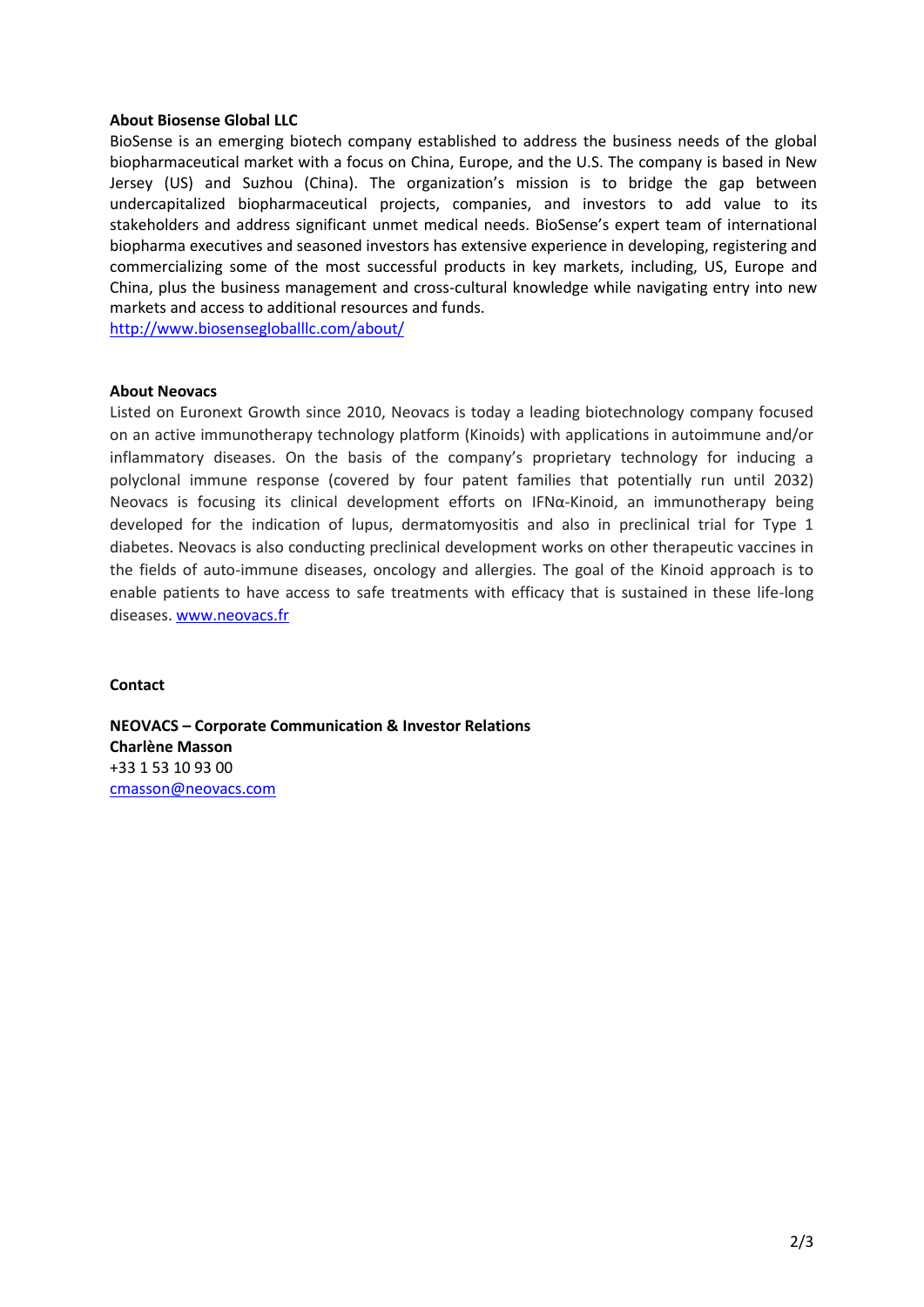**About Biosense Global LLC**

BioSense is an emerging biotech company established to address the business needs of the global biopharmaceutical market with a focus on China, Europe, and the U.S. The company is based in New Jersey (US) and Suzhou (China). The organization's mission is to bridge the gap between undercapitalized biopharmaceutical projects, companies, and investors to add value to its stakeholders and address significant unmet medical needs. BioSense's expert team of international biopharma executives and seasoned investors has extensive experience in developing, registering and commercializing some of the most successful products in key markets, including, US, Europe and China, plus the business management and cross-cultural knowledge while navigating entry into new markets and access to additional resources and funds.
http://www.biosenseglobalIlC.com/about/

**About Neovacs**

Listed on Euronext Growth since 2010, Neovacs is today a leading biotechnology company focused on an active immunotherapy technology platform (Kinoids) with applications in autoimmune and/or inflammatory diseases. On the basis of the company's proprietary technology for inducing a polyclonal immune response (covered by four patent families that potentially run until 2032) Neovacs is focusing its clinical development efforts on IFNα-Kinoid, an immunotherapy being developed for the indication of lupus, dermatomyositis and also in preclinical trial for Type 1 diabetes. Neovacs is also conducting preclinical development works on other therapeutic vaccines in the fields of auto-immune diseases, oncology and allergies. The goal of the Kinoid approach is to enable patients to have access to safe treatments with efficacy that is sustained in these life-long diseases. www.neovacs.fr

**Contact**

**NEOVACS – Corporate Communication & Investor Relations**
**Charlène Masson**
+33 1 53 10 93 00
cmasson@neovacs.com